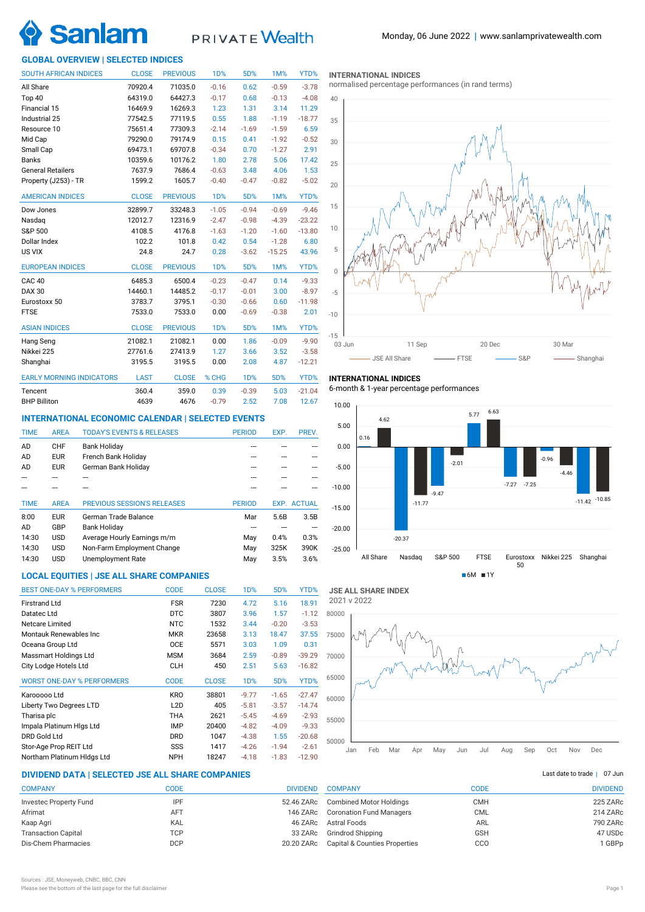Monday, 06 June 2022 | www.sanlamprivatewealth.com

## GLOBAL OVERVIEW | SELECTED INDICES

| SOUTH AFRICAN INDICES | CLOSE | PREVIOUS | 1D% | 5D% | 1M% | YTD% |
|---|---|---|---|---|---|---|
| All Share | 70920.4 | 71035.0 | -0.16 | 0.62 | -0.59 | -3.78 |
| Top 40 | 64319.0 | 64427.3 | -0.17 | 0.68 | -0.13 | -4.08 |
| Financial 15 | 16469.9 | 16269.3 | 1.23 | 1.31 | 3.14 | 11.29 |
| Industrial 25 | 77542.5 | 77119.5 | 0.55 | 1.88 | -1.19 | -18.77 |
| Resource 10 | 75651.4 | 77309.3 | -2.14 | -1.69 | -1.59 | 6.59 |
| Mid Cap | 79290.0 | 79174.9 | 0.15 | 0.41 | -1.92 | -0.52 |
| Small Cap | 69473.1 | 69707.8 | -0.34 | 0.70 | -1.27 | 2.91 |
| Banks | 10359.6 | 10176.2 | 1.80 | 2.78 | 5.06 | 17.42 |
| General Retailers | 7637.9 | 7686.4 | -0.63 | 3.48 | 4.06 | 1.53 |
| Property (J253) - TR | 1599.2 | 1605.7 | -0.40 | -0.47 | -0.82 | -5.02 |

| AMERICAN INDICES | CLOSE | PREVIOUS | 1D% | 5D% | 1M% | YTD% |
|---|---|---|---|---|---|---|
| Dow Jones | 32899.7 | 33248.3 | -1.05 | -0.94 | -0.69 | -9.46 |
| Nasdaq | 12012.7 | 12316.9 | -2.47 | -0.98 | -4.39 | -23.22 |
| S&P 500 | 4108.5 | 4176.8 | -1.63 | -1.20 | -1.60 | -13.80 |
| Dollar Index | 102.2 | 101.8 | 0.42 | 0.54 | -1.28 | 6.80 |
| US VIX | 24.8 | 24.7 | 0.28 | -3.62 | -15.25 | 43.96 |

| EUROPEAN INDICES | CLOSE | PREVIOUS | 1D% | 5D% | 1M% | YTD% |
|---|---|---|---|---|---|---|
| CAC 40 | 6485.3 | 6500.4 | -0.23 | -0.47 | 0.14 | -9.33 |
| DAX 30 | 14460.1 | 14485.2 | -0.17 | -0.01 | 3.00 | -8.97 |
| Eurostoxx 50 | 3783.7 | 3795.1 | -0.30 | -0.66 | 0.60 | -11.98 |
| FTSE | 7533.0 | 7533.0 | 0.00 | -0.69 | -0.38 | 2.01 |

| ASIAN INDICES | CLOSE | PREVIOUS | 1D% | 5D% | 1M% | YTD% |
|---|---|---|---|---|---|---|
| Hang Seng | 21082.1 | 21082.1 | 0.00 | 1.86 | -0.09 | -9.90 |
| Nikkei 225 | 27761.6 | 27413.9 | 1.27 | 3.66 | 3.52 | -3.58 |
| Shanghai | 3195.5 | 3195.5 | 0.00 | 2.08 | 4.87 | -12.21 |

| EARLY MORNING INDICATORS | LAST | CLOSE | % CHG | 5D% | 1M% | YTD% |
|---|---|---|---|---|---|---|
| Tencent | 360.4 | 359.0 | 0.39 | -0.39 | 5.03 | -21.04 |
| BHP Billiton | 4639 | 4676 | -0.79 | 2.52 | 7.08 | 12.67 |

## INTERNATIONAL ECONOMIC CALENDAR | SELECTED EVENTS

| TIME | AREA | TODAY'S EVENTS & RELEASES | PERIOD | EXP. | PREV. |
|---|---|---|---|---|---|
| AD | CHF | Bank Holiday | --- | --- | --- |
| AD | EUR | French Bank Holiday | --- | --- | --- |
| AD | EUR | German Bank Holiday | --- | --- | --- |
| --- | --- | --- | --- | --- | --- |
| --- | --- | --- | --- | --- | --- |

| TIME | AREA | PREVIOUS SESSION'S RELEASES | PERIOD | EXP. | ACTUAL |
|---|---|---|---|---|---|
| 8:00 | EUR | German Trade Balance | Mar | 5.6B | 3.5B |
| AD | GBP | Bank Holiday | --- | --- | --- |
| 14:30 | USD | Average Hourly Earnings m/m | May | 0.4% | 0.3% |
| 14:30 | USD | Non-Farm Employment Change | May | 325K | 390K |
| 14:30 | USD | Unemployment Rate | May | 3.5% | 3.6% |

## LOCAL EQUITIES | JSE ALL SHARE COMPANIES

| BEST ONE-DAY % PERFORMERS | CODE | CLOSE | 1D% | 5D% | YTD% |
|---|---|---|---|---|---|
| Firstrand Ltd | FSR | 7230 | 4.72 | 5.16 | 18.91 |
| Datatec Ltd | DTC | 3807 | 3.96 | 1.57 | -1.12 |
| Netcare Limited | NTC | 1532 | 3.44 | -0.20 | -3.53 |
| Montauk Renewables Inc | MKR | 23658 | 3.13 | 18.47 | 37.55 |
| Oceana Group Ltd | OCE | 5571 | 3.03 | 1.09 | 0.31 |
| Massmart Holdings Ltd | MSM | 3684 | 2.59 | -0.89 | -39.29 |
| City Lodge Hotels Ltd | CLH | 450 | 2.51 | 5.63 | -16.82 |

| WORST ONE-DAY % PERFORMERS | CODE | CLOSE | 1D% | 5D% | YTD% |
|---|---|---|---|---|---|
| Karooooo Ltd | KRO | 38801 | -9.77 | -1.65 | -27.47 |
| Liberty Two Degrees LTD | L2D | 405 | -5.81 | -3.57 | -14.74 |
| Tharisa plc | THA | 2621 | -5.45 | -4.69 | -2.93 |
| Impala Platinum Hlgs Ltd | IMP | 20400 | -4.82 | -4.09 | -9.33 |
| DRD Gold Ltd | DRD | 1047 | -4.38 | 1.55 | -20.68 |
| Stor-Age Prop REIT Ltd | SSS | 1417 | -4.26 | -1.94 | -2.61 |
| Northam Platinum Hldgs Ltd | NPH | 18247 | -4.18 | -1.83 | -12.90 |

### INTERNATIONAL INDICES
normalised percentage performances (in rand terms)

40, 35, 30, 25, 20, 15, 10, 5, 0, -5, -10, -15
03 Jun, 11 Sep, 20 Dec, 30 Mar
JSE All Share, FTSE, S&P, Shanghai

### INTERNATIONAL INDICES
6-month & 1-year percentage performances

10.00, 5.00, 0.00, -5.00, -10.00, -15.00, -20.00, -25.00
0.16, 4.62, -20.37, -11.77, -9.47, -2.01, 5.77, 6.63, -7.27, -7.25, -0.96, -4.46, -11.42, -10.85
All Share, Nasdaq, S&P 500, FTSE, Eurostoxx 50, Nikkei 225, Shanghai
6M, 1Y

### JSE ALL SHARE INDEX
2021 v 2022

80000, 75000, 70000, 65000, 60000, 55000, 50000
Jan, Feb, Mar, Apr, May, Jun, Jul, Aug, Sep, Oct, Nov, Dec

## DIVIDEND DATA | SELECTED JSE ALL SHARE COMPANIES

Last date to trade | 07 Jun

| COMPANY | CODE | DIVIDEND |
|---|---|---|
| Investec Property Fund | IPF | 52.46 ZARc |
| Afrimat | AFT | 146 ZARc |
| Kaap Agri | KAL | 46 ZARc |
| Transaction Capital | TCP | 33 ZARc |
| Dis-Chem Pharmacies | DCP | 20.20 ZARc |
| Combined Motor Holdings | CMH | 225 ZARc |
| Coronation Fund Managers | CML | 214 ZARc |
| Astral Foods | ARL | 790 ZARc |
| Grindrod Shipping | GSH | 47 USDc |
| Capital & Counties Properties | CCO | 1 GBPp |

Sources : JSE, Moneyweb, CNBC, BBC, CNN
Please see the bottom of the last page for the full disclaimer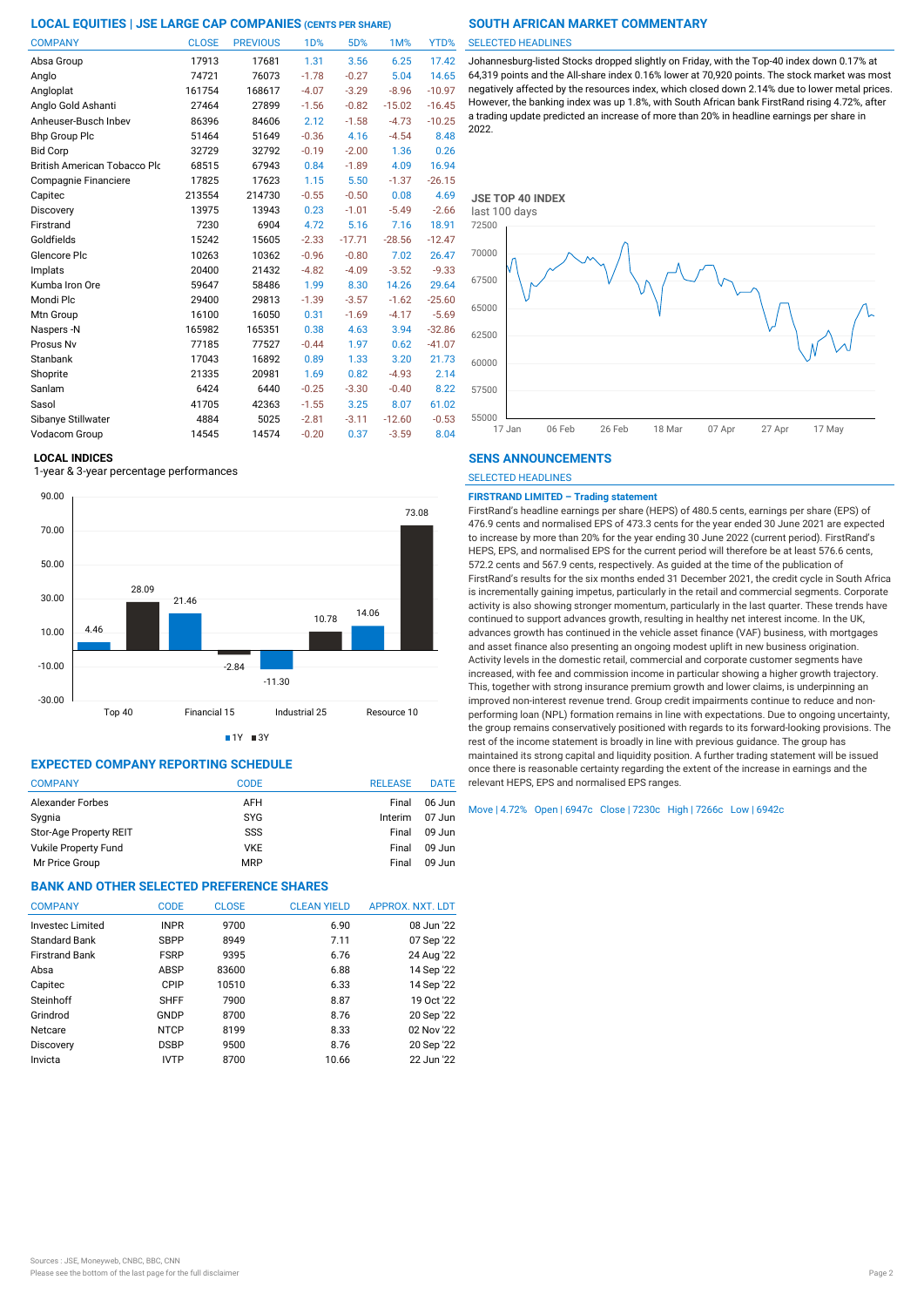## LOCAL EQUITIES | JSE LARGE CAP COMPANIES (CENTS PER SHARE)

| COMPANY | CLOSE | PREVIOUS | 1D% | 5D% | 1M% | YTD% |
|---|---|---|---|---|---|---|
| Absa Group | 17913 | 17681 | 1.31 | 3.56 | 6.25 | 17.42 |
| Anglo | 74721 | 76073 | -1.78 | -0.27 | 5.04 | 14.65 |
| Angloplat | 161754 | 168617 | -4.07 | -3.29 | -8.96 | -10.97 |
| Anglo Gold Ashanti | 27464 | 27899 | -1.56 | -0.82 | -15.02 | -16.45 |
| Anheuser-Busch Inbev | 86396 | 84606 | 2.12 | -1.58 | -4.73 | -10.25 |
| Bhp Group Plc | 51464 | 51649 | -0.36 | 4.16 | -4.54 | 8.48 |
| Bid Corp | 32729 | 32792 | -0.19 | -2.00 | 1.36 | 0.26 |
| British American Tobacco Plc | 68515 | 67943 | 0.84 | -1.89 | 4.09 | 16.94 |
| Compagnie Financiere | 17825 | 17623 | 1.15 | 5.50 | -1.37 | -26.15 |
| Capitec | 213554 | 214730 | -0.55 | -0.50 | 0.08 | 4.69 |
| Discovery | 13975 | 13943 | 0.23 | -1.01 | -5.49 | -2.66 |
| Firstrand | 7230 | 6904 | 4.72 | 5.16 | 7.16 | 18.91 |
| Goldfields | 15242 | 15605 | -2.33 | -17.71 | -28.56 | -12.47 |
| Glencore Plc | 10263 | 10362 | -0.96 | -0.80 | 7.02 | 26.47 |
| Implats | 20400 | 21432 | -4.82 | -4.09 | -3.52 | -9.33 |
| Kumba Iron Ore | 59647 | 58486 | 1.99 | 8.30 | 14.26 | 29.64 |
| Mondi Plc | 29400 | 29813 | -1.39 | -3.57 | -1.62 | -25.60 |
| Mtn Group | 16100 | 16050 | 0.31 | -1.69 | -4.17 | -5.69 |
| Naspers -N | 165982 | 165351 | 0.38 | 4.63 | 3.94 | -32.86 |
| Prosus Nv | 77185 | 77527 | -0.44 | 1.97 | 0.62 | -41.07 |
| Stanbank | 17043 | 16892 | 0.89 | 1.33 | 3.20 | 21.73 |
| Shoprite | 21335 | 20981 | 1.69 | 0.82 | -4.93 | 2.14 |
| Sanlam | 6424 | 6440 | -0.25 | -3.30 | -0.40 | 8.22 |
| Sasol | 41705 | 42363 | -1.55 | 3.25 | 8.07 | 61.02 |
| Sibanye Stillwater | 4884 | 5025 | -2.81 | -3.11 | -12.60 | -0.53 |
| Vodacom Group | 14545 | 14574 | -0.20 | 0.37 | -3.59 | 8.04 |

## LOCAL INDICES

1-year & 3-year percentage performances

90.00
70.00
50.00
30.00
10.00
-10.00
-30.00

4.46
28.09
21.46
-2.84
-11.30
10.78
14.06
73.08

Top 40
Financial 15
Industrial 25
Resource 10

1Y 3Y

## EXPECTED COMPANY REPORTING SCHEDULE

| COMPANY | CODE | RELEASE | DATE |
|---|---|---|---|
| Alexander Forbes | AFH | Final | 06 Jun |
| Sygnia | SYG | Interim | 07 Jun |
| Stor-Age Property REIT | SSS | Final | 09 Jun |
| Vukile Property Fund | VKE | Final | 09 Jun |
| Mr Price Group | MRP | Final | 09 Jun |

## BANK AND OTHER SELECTED PREFERENCE SHARES

| COMPANY | CODE | CLOSE | CLEAN YIELD | APPROX. NXT. LDT |
|---|---|---|---|---|
| Investec Limited | INPR | 9700 | 6.90 | 08 Jun '22 |
| Standard Bank | SBPP | 8949 | 7.11 | 07 Sep '22 |
| Firstrand Bank | FSRP | 9395 | 6.76 | 24 Aug '22 |
| Absa | ABSP | 83600 | 6.88 | 14 Sep '22 |
| Capitec | CPIP | 10510 | 6.33 | 14 Sep '22 |
| Steinhoff | SHFF | 7900 | 8.87 | 19 Oct '22 |
| Grindrod | GNDP | 8700 | 8.76 | 20 Sep '22 |
| Netcare | NTCP | 8199 | 8.33 | 02 Nov '22 |
| Discovery | DSBP | 9500 | 8.76 | 20 Sep '22 |
| Invicta | IVTP | 8700 | 10.66 | 22 Jun '22 |

## SOUTH AFRICAN MARKET COMMENTARY

SELECTED HEADLINES

Johannesburg-listed Stocks dropped slightly on Friday, with the Top-40 index down 0.17% at 64,319 points and the All-share index 0.16% lower at 70,920 points. The stock market was most negatively affected by the resources index, which closed down 2.14% due to lower metal prices. However, the banking index was up 1.8%, with South African bank FirstRand rising 4.72%, after a trading update predicted an increase of more than 20% in headline earnings per share in 2022.

### JSE TOP 40 INDEX

last 100 days

72500
70000
67500
65000
62500
60000
57500
55000

17 Jan
06 Feb
26 Feb
18 Mar
07 Apr
27 Apr
17 May

## SENS ANNOUNCEMENTS

SELECTED HEADLINES

**FIRSTRAND LIMITED – Trading statement**

FirstRand's headline earnings per share (HEPS) of 480.5 cents, earnings per share (EPS) of 476.9 cents and normalised EPS of 473.3 cents for the year ended 30 June 2021 are expected to increase by more than 20% for the year ending 30 June 2022 (current period). FirstRand's HEPS, EPS, and normalised EPS for the current period will therefore be at least 576.6 cents, 572.2 cents and 567.9 cents, respectively. As guided at the time of the publication of FirstRand's results for the six months ended 31 December 2021, the credit cycle in South Africa is incrementally gaining impetus, particularly in the retail and commercial segments. Corporate activity is also showing stronger momentum, particularly in the last quarter. These trends have continued to support advances growth, resulting in healthy net interest income. In the UK, advances growth has continued in the vehicle asset finance (VAF) business, with mortgages and asset finance also presenting an ongoing modest uplift in new business origination. Activity levels in the domestic retail, commercial and corporate customer segments have increased, with fee and commission income in particular showing a higher growth trajectory. This, together with strong insurance premium growth and lower claims, is underpinning an improved non-interest revenue trend. Group credit impairments continue to reduce and non-performing loan (NPL) formation remains in line with expectations. Due to ongoing uncertainty, the group remains conservatively positioned with regards to its forward-looking provisions. The rest of the income statement is broadly in line with previous guidance. The group has maintained its strong capital and liquidity position. A further trading statement will be issued once there is reasonable certainty regarding the extent of the increase in earnings and the relevant HEPS, EPS and normalised EPS ranges.

Move | 4.72% Open | 6947c Close | 7230c High | 7266c Low | 6942c

Sources : JSE, Moneyweb, CNBC, BBC, CNN
Please see the bottom of the last page for the full disclaimer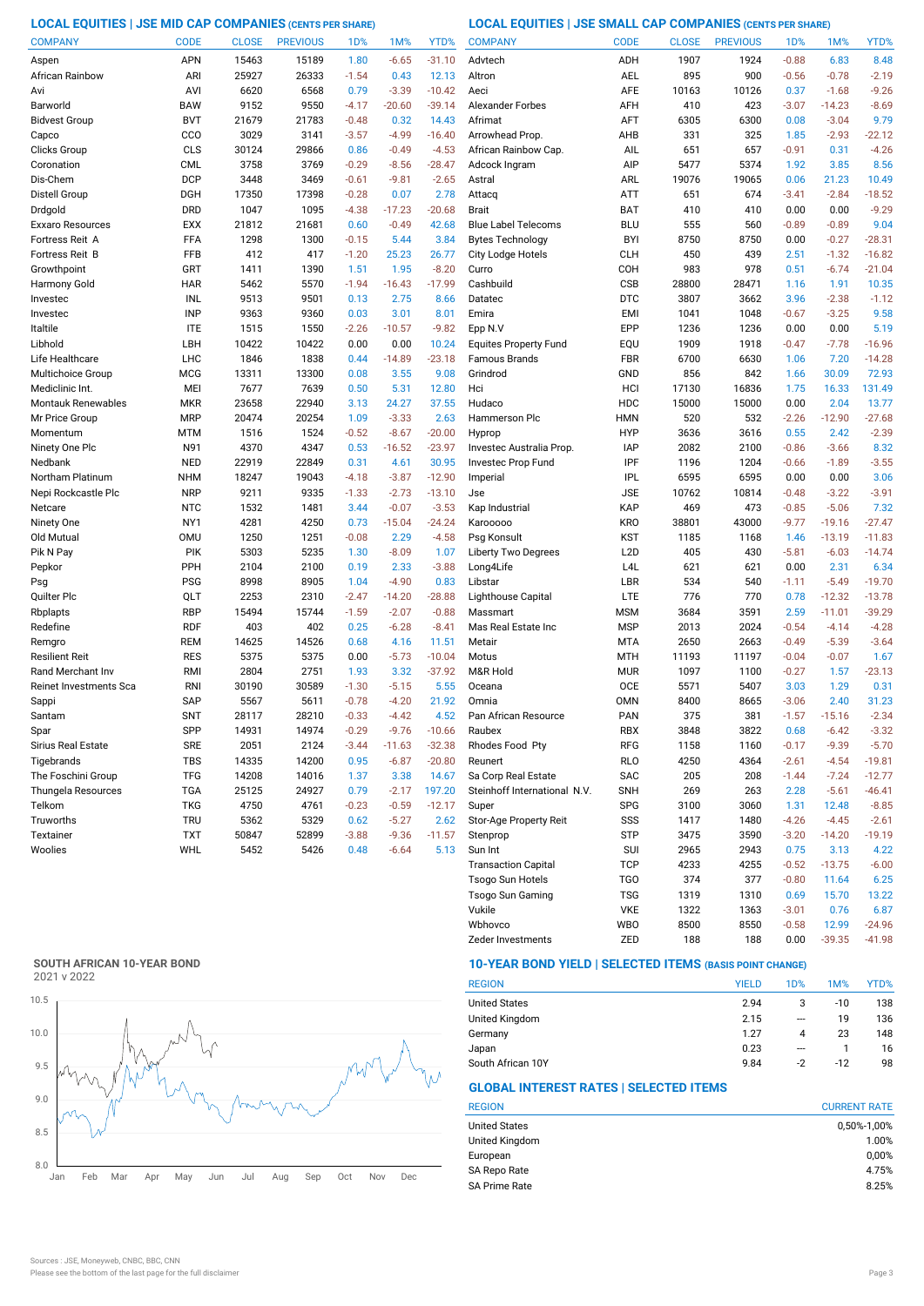## LOCAL EQUITIES | JSE MID CAP COMPANIES (CENTS PER SHARE)

| COMPANY | CODE | CLOSE | PREVIOUS | 1D% | 1M% | YTD% |
|---|---|---|---|---|---|---|
| Aspen | APN | 15463 | 15189 | 1.80 | -6.65 | -31.10 |
| African Rainbow | ARI | 25927 | 26333 | -1.54 | 0.43 | 12.13 |
| Avi | AVI | 6620 | 6568 | 0.79 | -3.39 | -10.42 |
| Barworld | BAW | 9152 | 9550 | -4.17 | -20.60 | -39.14 |
| Bidvest Group | BVT | 21679 | 21783 | -0.48 | 0.32 | 14.43 |
| Capco | CCO | 3029 | 3141 | -3.57 | -4.99 | -16.40 |
| Clicks Group | CLS | 30124 | 29866 | 0.86 | -0.49 | -4.53 |
| Coronation | CML | 3758 | 3769 | -0.29 | -8.56 | -28.47 |
| Dis-Chem | DCP | 3448 | 3469 | -0.61 | -9.81 | -2.65 |
| Distell Group | DGH | 17350 | 17398 | -0.28 | 0.07 | 2.78 |
| Drdgold | DRD | 1047 | 1095 | -4.38 | -17.23 | -20.68 |
| Exxaro Resources | EXX | 21812 | 21681 | 0.60 | -0.49 | 42.68 |
| Fortress Reit A | FFA | 1298 | 1300 | -0.15 | 5.44 | 3.84 |
| Fortress Reit B | FFB | 412 | 417 | -1.20 | 25.23 | 26.77 |
| Growthpoint | GRT | 1411 | 1390 | 1.51 | 1.95 | -8.20 |
| Harmony Gold | HAR | 5462 | 5570 | -1.94 | -16.43 | -17.99 |
| Investec | INL | 9513 | 9501 | 0.13 | 2.75 | 8.66 |
| Investec | INP | 9363 | 9360 | 0.03 | 3.01 | 8.01 |
| Italtile | ITE | 1515 | 1550 | -2.26 | -10.57 | -9.82 |
| Libhold | LBH | 10422 | 10422 | 0.00 | 0.00 | 10.24 |
| Life Healthcare | LHC | 1846 | 1838 | 0.44 | -14.89 | -23.18 |
| Multichoice Group | MCG | 13311 | 13300 | 0.08 | 3.55 | 9.08 |
| Mediclinic Int. | MEI | 7677 | 7639 | 0.50 | 5.31 | 12.80 |
| Montauk Renewables | MKR | 23658 | 22940 | 3.13 | 24.27 | 37.55 |
| Mr Price Group | MRP | 20474 | 20254 | 1.09 | -3.33 | 2.63 |
| Momentum | MTM | 1516 | 1524 | -0.52 | -8.67 | -20.00 |
| Ninety One Plc | N91 | 4370 | 4347 | 0.53 | -16.52 | -23.97 |
| Nedbank | NED | 22919 | 22849 | 0.31 | 4.61 | 30.95 |
| Northam Platinum | NHM | 18247 | 19043 | -4.18 | -3.87 | -12.90 |
| Nepi Rockcastle Plc | NRP | 9211 | 9335 | -1.33 | -2.73 | -13.10 |
| Netcare | NTC | 1532 | 1481 | 3.44 | -0.07 | -3.53 |
| Ninety One | NY1 | 4281 | 4250 | 0.73 | -15.04 | -24.24 |
| Old Mutual | OMU | 1250 | 1251 | -0.08 | 2.29 | -4.58 |
| Pik N Pay | PIK | 5303 | 5235 | 1.30 | -8.09 | 1.07 |
| Pepkor | PPH | 2104 | 2100 | 0.19 | 2.33 | -3.88 |
| Psg | PSG | 8998 | 8905 | 1.04 | -4.90 | 0.83 |
| Quilter Plc | QLT | 2253 | 2310 | -2.47 | -14.20 | -28.88 |
| Rbplapts | RBP | 15494 | 15744 | -1.59 | -2.07 | -0.88 |
| Redefine | RDF | 403 | 402 | 0.25 | -6.28 | -8.41 |
| Remgro | REM | 14625 | 14526 | 0.68 | 4.16 | 11.51 |
| Resilient Reit | RES | 5375 | 5375 | 0.00 | -5.73 | -10.04 |
| Rand Merchant Inv | RMI | 2804 | 2751 | 1.93 | 3.32 | -37.92 |
| Reinet Investments Sca | RNI | 30190 | 30589 | -1.30 | -5.15 | 5.55 |
| Sappi | SAP | 5567 | 5611 | -0.78 | -4.20 | 21.92 |
| Santam | SNT | 28117 | 28210 | -0.33 | -4.42 | 4.52 |
| Spar | SPP | 14931 | 14974 | -0.29 | -9.76 | -10.66 |
| Sirius Real Estate | SRE | 2051 | 2124 | -3.44 | -11.63 | -32.38 |
| Tigebrands | TBS | 14335 | 14200 | 0.95 | -6.87 | -20.80 |
| The Foschini Group | TFG | 14208 | 14016 | 1.37 | 3.38 | 14.67 |
| Thungela Resources | TGA | 25125 | 24927 | 0.79 | -2.17 | 197.20 |
| Telkom | TKG | 4750 | 4761 | -0.23 | -0.59 | -12.17 |
| Truworths | TRU | 5362 | 5329 | 0.62 | -5.27 | 2.62 |
| Textainer | TXT | 50847 | 52899 | -3.88 | -9.36 | -11.57 |
| Woolies | WHL | 5452 | 5426 | 0.48 | -6.64 | 5.13 |

## LOCAL EQUITIES | JSE SMALL CAP COMPANIES (CENTS PER SHARE)

| COMPANY | CODE | CLOSE | PREVIOUS | 1D% | 1M% | YTD% |
|---|---|---|---|---|---|---|
| Advtech | ADH | 1907 | 1924 | -0.88 | 6.83 | 8.48 |
| Altron | AEL | 895 | 900 | -0.56 | -0.78 | -2.19 |
| Aeci | AFE | 10163 | 10126 | 0.37 | -1.68 | -9.26 |
| Alexander Forbes | AFH | 410 | 423 | -3.07 | -14.23 | -8.69 |
| Afrimat | AFT | 6305 | 6300 | 0.08 | -3.04 | 9.79 |
| Arrowhead Prop. | AHB | 331 | 325 | 1.85 | -2.93 | -22.12 |
| African Rainbow Cap. | AIL | 651 | 657 | -0.91 | 0.31 | -4.26 |
| Adcock Ingram | AIP | 5477 | 5374 | 1.92 | 3.85 | 8.56 |
| Astral | ARL | 19076 | 19065 | 0.06 | 21.23 | 10.49 |
| Attacq | ATT | 651 | 674 | -3.41 | -2.84 | -18.52 |
| Brait | BAT | 410 | 410 | 0.00 | 0.00 | -9.29 |
| Blue Label Telecoms | BLU | 555 | 560 | -0.89 | -0.89 | 9.04 |
| Bytes Technology | BYI | 8750 | 8750 | 0.00 | -0.27 | -28.31 |
| City Lodge Hotels | CLH | 450 | 439 | 2.51 | -1.32 | -16.82 |
| Curro | COH | 983 | 978 | 0.51 | -6.74 | -21.04 |
| Cashbuild | CSB | 28800 | 28471 | 1.16 | 1.91 | 10.35 |
| Datatec | DTC | 3807 | 3662 | 3.96 | -2.38 | -1.12 |
| Emira | EMI | 1041 | 1048 | -0.67 | -3.25 | 9.58 |
| Epp N.V | EPP | 1236 | 1236 | 0.00 | 0.00 | 5.19 |
| Equites Property Fund | EQU | 1909 | 1918 | -0.47 | -7.78 | -16.96 |
| Famous Brands | FBR | 6700 | 6630 | 1.06 | 7.20 | -14.28 |
| Grindrod | GND | 856 | 842 | 1.66 | 30.09 | 72.93 |
| Hci | HCI | 17130 | 16836 | 1.75 | 16.33 | 131.49 |
| Hudaco | HDC | 15000 | 15000 | 0.00 | 2.04 | 13.77 |
| Hammerson Plc | HMN | 520 | 532 | -2.26 | -12.90 | -27.68 |
| Hyprop | HYP | 3636 | 3616 | 0.55 | 2.42 | -2.39 |
| Investec Australia Prop. | IAP | 2082 | 2100 | -0.86 | -3.66 | 8.32 |
| Investec Prop Fund | IPF | 1196 | 1204 | -0.66 | -1.89 | -3.55 |
| Imperial | IPL | 6595 | 6595 | 0.00 | 0.00 | 3.06 |
| Jse | JSE | 10762 | 10814 | -0.48 | -3.22 | -3.91 |
| Kap Industrial | KAP | 469 | 473 | -0.85 | -5.06 | 7.32 |
| Karooooo | KRO | 38801 | 43000 | -9.77 | -19.16 | -27.47 |
| Psg Konsult | KST | 1185 | 1168 | 1.46 | -13.19 | -11.83 |
| Liberty Two Degrees | L2D | 405 | 430 | -5.81 | -6.03 | -14.74 |
| Long4Life | L4L | 621 | 621 | 0.00 | 2.31 | 6.34 |
| Libstar | LBR | 534 | 540 | -1.11 | -5.49 | -19.70 |
| Lighthouse Capital | LTE | 776 | 770 | 0.78 | -12.32 | -13.78 |
| Massmart | MSM | 3684 | 3591 | 2.59 | -11.01 | -39.29 |
| Mas Real Estate Inc | MSP | 2013 | 2024 | -0.54 | -4.14 | -4.28 |
| Metair | MTA | 2650 | 2663 | -0.49 | -5.39 | -3.64 |
| Motus | MTH | 11193 | 11197 | -0.04 | -0.07 | 1.67 |
| M&R Hold | MUR | 1097 | 1100 | -0.27 | 1.57 | -23.13 |
| Oceana | OCE | 5571 | 5407 | 3.03 | 1.29 | 0.31 |
| Omnia | OMN | 8400 | 8665 | -3.06 | 2.40 | 31.23 |
| Pan African Resource | PAN | 375 | 381 | -1.57 | -15.16 | -2.34 |
| Raubex | RBX | 3848 | 3822 | 0.68 | -6.42 | -3.32 |
| Rhodes Food Pty | RFG | 1158 | 1160 | -0.17 | -9.39 | -5.70 |
| Reunert | RLO | 4250 | 4364 | -2.61 | -4.54 | -19.81 |
| Sa Corp Real Estate | SAC | 205 | 208 | -1.44 | -7.24 | -12.77 |
| Steinhoff International N.V. | SNH | 269 | 263 | 2.28 | -5.61 | -46.41 |
| Super | SPG | 3100 | 3060 | 1.31 | 12.48 | -8.85 |
| Stor-Age Property Reit | SSS | 1417 | 1480 | -4.26 | -4.45 | -2.61 |
| Stenprop | STP | 3475 | 3590 | -3.20 | -14.20 | -19.19 |
| Sun Int | SUI | 2965 | 2943 | 0.75 | 3.13 | 4.22 |
| Transaction Capital | TCP | 4233 | 4255 | -0.52 | -13.75 | -6.00 |
| Tsogo Sun Hotels | TGO | 374 | 377 | -0.80 | 11.64 | 6.25 |
| Tsogo Sun Gaming | TSG | 1319 | 1310 | 0.69 | 15.70 | 13.22 |
| Vukile | VKE | 1322 | 1363 | -3.01 | 0.76 | 6.87 |
| Wbhovco | WBO | 8500 | 8550 | -0.58 | 12.99 | -24.96 |
| Zeder Investments | ZED | 188 | 188 | 0.00 | -39.35 | -41.98 |

## SOUTH AFRICAN 10-YEAR BOND

2021 v 2022

10.5
10.0
9.5
9.0
8.5
8.0

Jan Feb Mar Apr May Jun Jul Aug Sep Oct Nov Dec

## 10-YEAR BOND YIELD | SELECTED ITEMS (BASIS POINT CHANGE)

| REGION | YIELD | 1D% | 1M% | YTD% |
|---|---|---|---|---|
| United States | 2.94 | 3 | -10 | 138 |
| United Kingdom | 2.15 | --- | 19 | 136 |
| Germany | 1.27 | 4 | 23 | 148 |
| Japan | 0.23 | --- | 1 | 16 |
| South African 10Y | 9.84 | -2 | -12 | 98 |

## GLOBAL INTEREST RATES | SELECTED ITEMS

| REGION | CURRENT RATE |
|---|---|
| United States | 0,50%-1,00% |
| United Kingdom | 1.00% |
| European | 0,00% |
| SA Repo Rate | 4.75% |
| SA Prime Rate | 8.25% |

Sources : JSE, Moneyweb, CNBC, BBC, CNN

Please see the bottom of the last page for the full disclaimer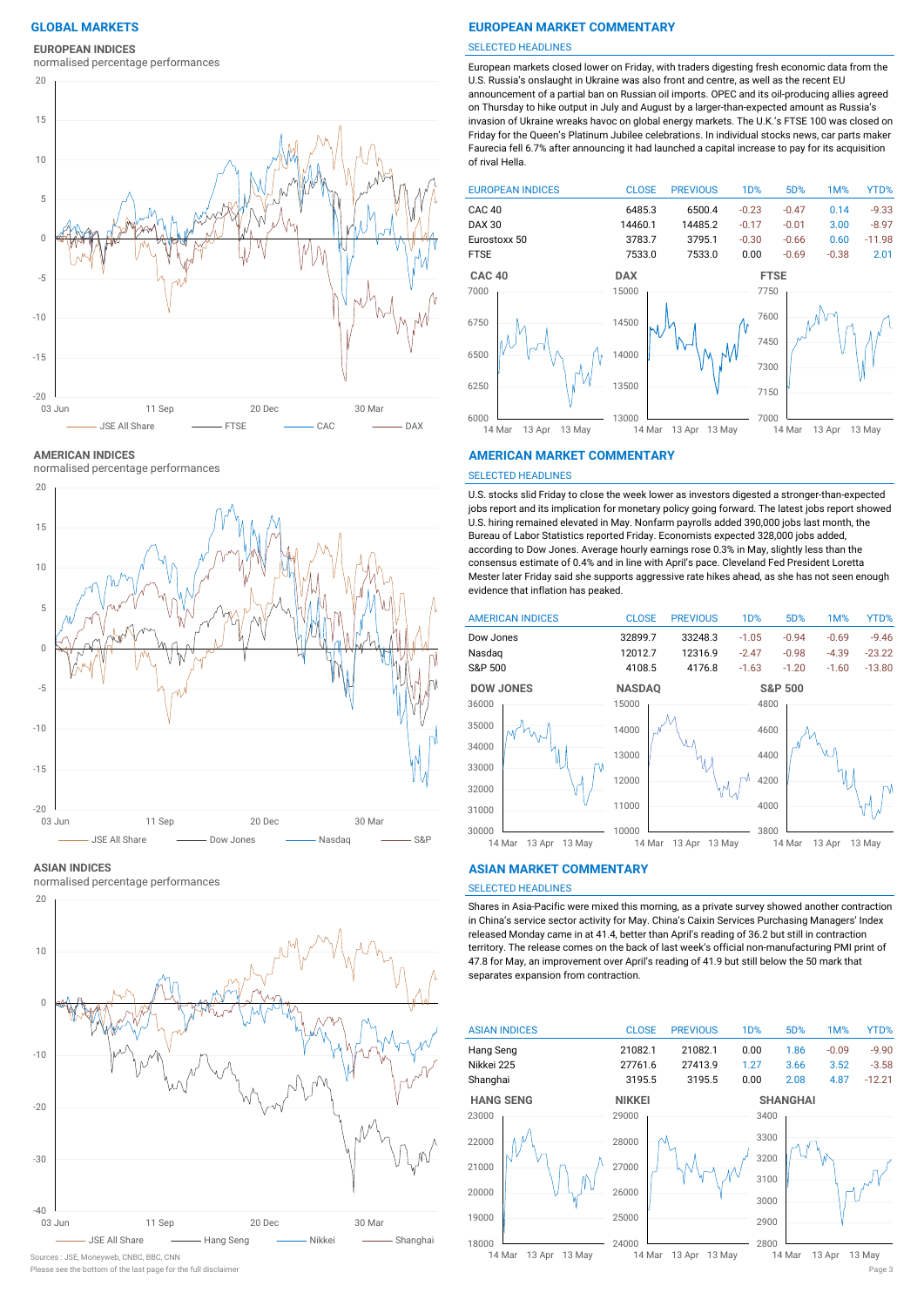## GLOBAL MARKETS

### EUROPEAN INDICES

normalised percentage performances

## EUROPEAN MARKET COMMENTARY

SELECTED HEADLINES

European markets closed lower on Friday, with traders digesting fresh economic data from the U.S. Russia's onslaught in Ukraine was also front and centre, as well as the recent EU announcement of a partial ban on Russian oil imports. OPEC and its oil-producing allies agreed on Thursday to hike output in July and August by a larger-than-expected amount as Russia's invasion of Ukraine wreaks havoc on global energy markets. The U.K.'s FTSE 100 was closed on Friday for the Queen's Platinum Jubilee celebrations. In individual stocks news, car parts maker Faurecia fell 6.7% after announcing it had launched a capital increase to pay for its acquisition of rival Hella.

| EUROPEAN INDICES | CLOSE | PREVIOUS | 1D% | 5D% | 1M% | YTD% |
|---|---|---|---|---|---|---|
| CAC 40 | 6485.3 | 6500.4 | -0.23 | -0.47 | 0.14 | -9.33 |
| DAX 30 | 14460.1 | 14485.2 | -0.17 | -0.01 | 3.00 | -8.97 |
| Eurostoxx 50 | 3783.7 | 3795.1 | -0.30 | -0.66 | 0.60 | -11.98 |
| FTSE | 7533.0 | 7533.0 | 0.00 | -0.69 | -0.38 | 2.01 |

### AMERICAN INDICES

normalised percentage performances

## AMERICAN MARKET COMMENTARY

SELECTED HEADLINES

U.S. stocks slid Friday to close the week lower as investors digested a stronger-than-expected jobs report and its implication for monetary policy going forward. The latest jobs report showed U.S. hiring remained elevated in May. Nonfarm payrolls added 390,000 jobs last month, the Bureau of Labor Statistics reported Friday. Economists expected 328,000 jobs added, according to Dow Jones. Average hourly earnings rose 0.3% in May, slightly less than the consensus estimate of 0.4% and in line with April's pace. Cleveland Fed President Loretta Mester later Friday said she supports aggressive rate hikes ahead, as she has not seen enough evidence that inflation has peaked.

| AMERICAN INDICES | CLOSE | PREVIOUS | 1D% | 5D% | 1M% | YTD% |
|---|---|---|---|---|---|---|
| Dow Jones | 32899.7 | 33248.3 | -1.05 | -0.94 | -0.69 | -9.46 |
| Nasdaq | 12012.7 | 12316.9 | -2.47 | -0.98 | -4.39 | -23.22 |
| S&P 500 | 4108.5 | 4176.8 | -1.63 | -1.20 | -1.60 | -13.80 |

### ASIAN INDICES

normalised percentage performances

## ASIAN MARKET COMMENTARY

SELECTED HEADLINES

Shares in Asia-Pacific were mixed this morning, as a private survey showed another contraction in China's service sector activity for May. China's Caixin Services Purchasing Managers' Index released Monday came in at 41.4, better than April's reading of 36.2 but still in contraction territory. The release comes on the back of last week's official non-manufacturing PMI print of 47.8 for May, an improvement over April's reading of 41.9 but still below the 50 mark that separates expansion from contraction.

| ASIAN INDICES | CLOSE | PREVIOUS | 1D% | 5D% | 1M% | YTD% |
|---|---|---|---|---|---|---|
| Hang Seng | 21082.1 | 21082.1 | 0.00 | 1.86 | -0.09 | -9.90 |
| Nikkei 225 | 27761.6 | 27413.9 | 1.27 | 3.66 | 3.52 | -3.58 |
| Shanghai | 3195.5 | 3195.5 | 0.00 | 2.08 | 4.87 | -12.21 |

Sources : JSE, Moneyweb, CNBC, BBC, CNN

Please see the bottom of the last page for the full disclaimer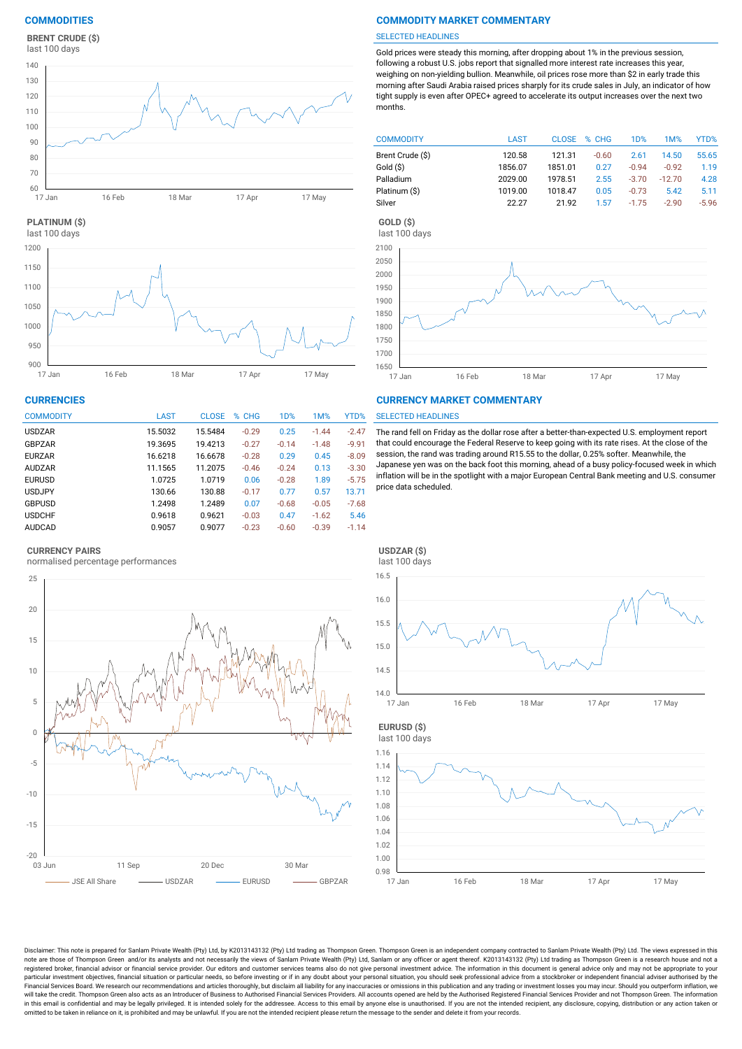## COMMODITIES

**BRENT CRUDE ($)**
last 100 days

140
130
120
110
100
90
80
70
60
17 Jan
16 Feb
18 Mar
17 Apr
17 May

**PLATINUM ($)**
last 100 days

1200
1150
1100
1050
1000
950
900
17 Jan
16 Feb
18 Mar
17 Apr
17 May

## COMMODITY MARKET COMMENTARY

SELECTED HEADLINES

Gold prices were steady this morning, after dropping about 1% in the previous session, following a robust U.S. jobs report that signalled more interest rate increases this year, weighing on non-yielding bullion. Meanwhile, oil prices rose more than $2 in early trade this morning after Saudi Arabia raised prices sharply for its crude sales in July, an indicator of how tight supply is even after OPEC+ agreed to accelerate its output increases over the next two months.

| COMMODITY | LAST | CLOSE | % CHG | 1D% | 1M% | YTD% |
|---|---|---|---|---|---|---|
| Brent Crude ($) | 120.58 | 121.31 | -0.60 | 2.61 | 14.50 | 55.65 |
| Gold ($) | 1856.07 | 1851.01 | 0.27 | -0.94 | -0.92 | 1.19 |
| Palladium | 2029.00 | 1978.51 | 2.55 | -3.70 | -12.70 | 4.28 |
| Platinum ($) | 1019.00 | 1018.47 | 0.05 | -0.73 | 5.42 | 5.11 |
| Silver | 22.27 | 21.92 | 1.57 | -1.75 | -2.90 | -5.96 |

**GOLD ($)**
last 100 days

2100
2050
2000
1950
1900
1850
1800
1750
1700
1650
17 Jan
16 Feb
18 Mar
17 Apr
17 May

## CURRENCIES

| COMMODITY | LAST | CLOSE | % CHG | 1D% | 1M% | YTD% |
|---|---|---|---|---|---|---|
| USDZAR | 15.5032 | 15.5484 | -0.29 | 0.25 | -1.44 | -2.47 |
| GBPZAR | 19.3695 | 19.4213 | -0.27 | -0.14 | -1.48 | -9.91 |
| EURZAR | 16.6218 | 16.6678 | -0.28 | 0.29 | 0.45 | -8.09 |
| AUDZAR | 11.1565 | 11.2075 | -0.46 | -0.24 | 0.13 | -3.30 |
| EURUSD | 1.0725 | 1.0719 | 0.06 | -0.28 | 1.89 | -5.75 |
| USDJPY | 130.66 | 130.88 | -0.17 | 0.77 | 0.57 | 13.71 |
| GBPUSD | 1.2498 | 1.2489 | 0.07 | -0.68 | -0.05 | -7.68 |
| USDCHF | 0.9618 | 0.9621 | -0.03 | 0.47 | -1.62 | 5.46 |
| AUDCAD | 0.9057 | 0.9077 | -0.23 | -0.60 | -0.39 | -1.14 |

**CURRENCY PAIRS**
normalised percentage performances

25
20
15
10
5
0
-5
-10
-15
-20
03 Jun
11 Sep
20 Dec
30 Mar
JSE All Share
USDZAR
EURUSD
GBPZAR

## CURRENCY MARKET COMMENTARY

SELECTED HEADLINES

The rand fell on Friday as the dollar rose after a better-than-expected U.S. employment report that could encourage the Federal Reserve to keep going with its rate rises. At the close of the session, the rand was trading around R15.55 to the dollar, 0.25% softer. Meanwhile, the Japanese yen was on the back foot this morning, ahead of a busy policy-focused week in which inflation will be in the spotlight with a major European Central Bank meeting and U.S. consumer price data scheduled.

**USDZAR ($)**
last 100 days

16.5
16.0
15.5
15.0
14.5
14.0
17 Jan
16 Feb
18 Mar
17 Apr
17 May

**EURUSD ($)**
last 100 days

1.16
1.14
1.12
1.10
1.08
1.06
1.04
1.02
1.00
0.98
17 Jan
16 Feb
18 Mar
17 Apr
17 May

Disclaimer: This note is prepared for Sanlam Private Wealth (Pty) Ltd, by K2013143132 (Pty) Ltd trading as Thompson Green. Thompson Green is an independent company contracted to Sanlam Private Wealth (Pty) Ltd. The views expressed in this note are those of Thompson Green and its analysts and not necessarily the views of Sanlam Private Wealth (Pty) Ltd, Sanlam or any officer or agent thereof. K2013143132 (Pty) Ltd trading as Thompson Green is a research house and not a registered broker, financial advisor or financial service provider. Our editors and customer services teams also do not give personal investment advice. The information in this document is general advice only and may not be appropriate to your particular investment objectives, financial situation or particular needs, so before investing or if in any doubt about your personal situation, you should seek professional advice from a stockbroker or independent financial adviser authorised by the Financial Services Board. We research our recommendations and articles thoroughly, but disclaim all liability for any inaccuracies or omissions in this publication and any trading or investment losses you may incur. Should you outperform inflation, we will take the credit. Thompson Green also acts as an Introducer of Business to Authorised Financial Services Providers. All accounts opened are held by the Authorised Registered Financial Service Provider and not Thompson Green. The information in this email is confidential and may be legally privileged. It is intended solely for the addressee. Access to this email by anyone else is unauthorised. If you are not the intended recipient, any disclosure, copying, distribution or any action taken or omitted to be taken in reliance on it, is prohibited and may be unlawful. If you are not the intended recipient please return the message to the sender and delete it from your records.